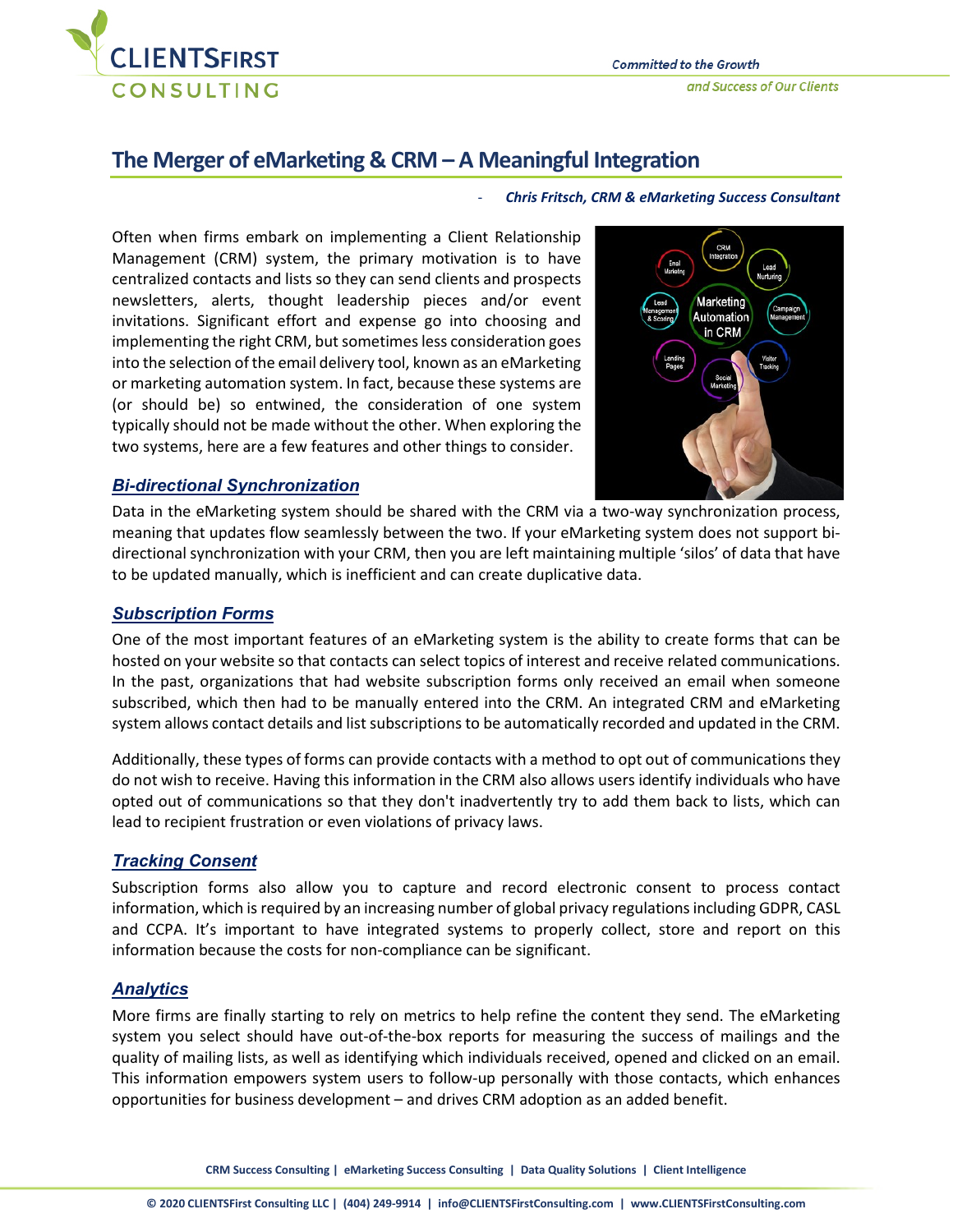# The Merger of eMarketing & CRM – A Meaningful Integration

- *Chris Fritsch, CRM & eMarketing Success Consultant*

Often when firms embark on implementing a Client Relationship Management (CRM) system, the primary motivation is to have centralized contacts and lists so they can send clients and prospects newsletters, alerts, thought leadership pieces and/or event invitations. Significant effort and expense go into choosing and implementing the right CRM, but sometimes less consideration goes into the selection of the email delivery tool, known as an eMarketing or marketing automation system. In fact, because these systems are (or should be) so entwined, the consideration of one system typically should not be made without the other. When exploring the two systems, here are a few features and other things to consider.

## *Bi-directional Synchronization*

Data in the eMarketing system should be shared with the CRM via a two-way synchronization process, meaning that updates flow seamlessly between the two. If your eMarketing system does not support bi-directional synchronization with your CRM, then you are left maintaining multiple 'silos' of data that have to be updated manually, which is inefficient and can create duplicative data.

## *Subscription Forms*

One of the most important features of an eMarketing system is the ability to create forms that can be hosted on your website so that contacts can select topics of interest and receive related communications. In the past, organizations that had website subscription forms only received an email when someone subscribed, which then had to be manually entered into the CRM. An integrated CRM and eMarketing system allows contact details and list subscriptions to be automatically recorded and updated in the CRM.

Additionally, these types of forms can provide contacts with a method to opt out of communications they do not wish to receive. Having this information in the CRM also allows users identify individuals who have opted out of communications so that they don't inadvertently try to add them back to lists, which can lead to recipient frustration or even violations of privacy laws.

## *Tracking Consent*

Subscription forms also allow you to capture and record electronic consent to process contact information, which is required by an increasing number of global privacy regulations including GDPR, CASL and CCPA. It's important to have integrated systems to properly collect, store and report on this information because the costs for non-compliance can be significant.

## *Analytics*

More firms are finally starting to rely on metrics to help refine the content they send. The eMarketing system you select should have out-of-the-box reports for measuring the success of mailings and the quality of mailing lists, as well as identifying which individuals received, opened and clicked on an email. This information empowers system users to follow-up personally with those contacts, which enhances opportunities for business development – and drives CRM adoption as an added benefit.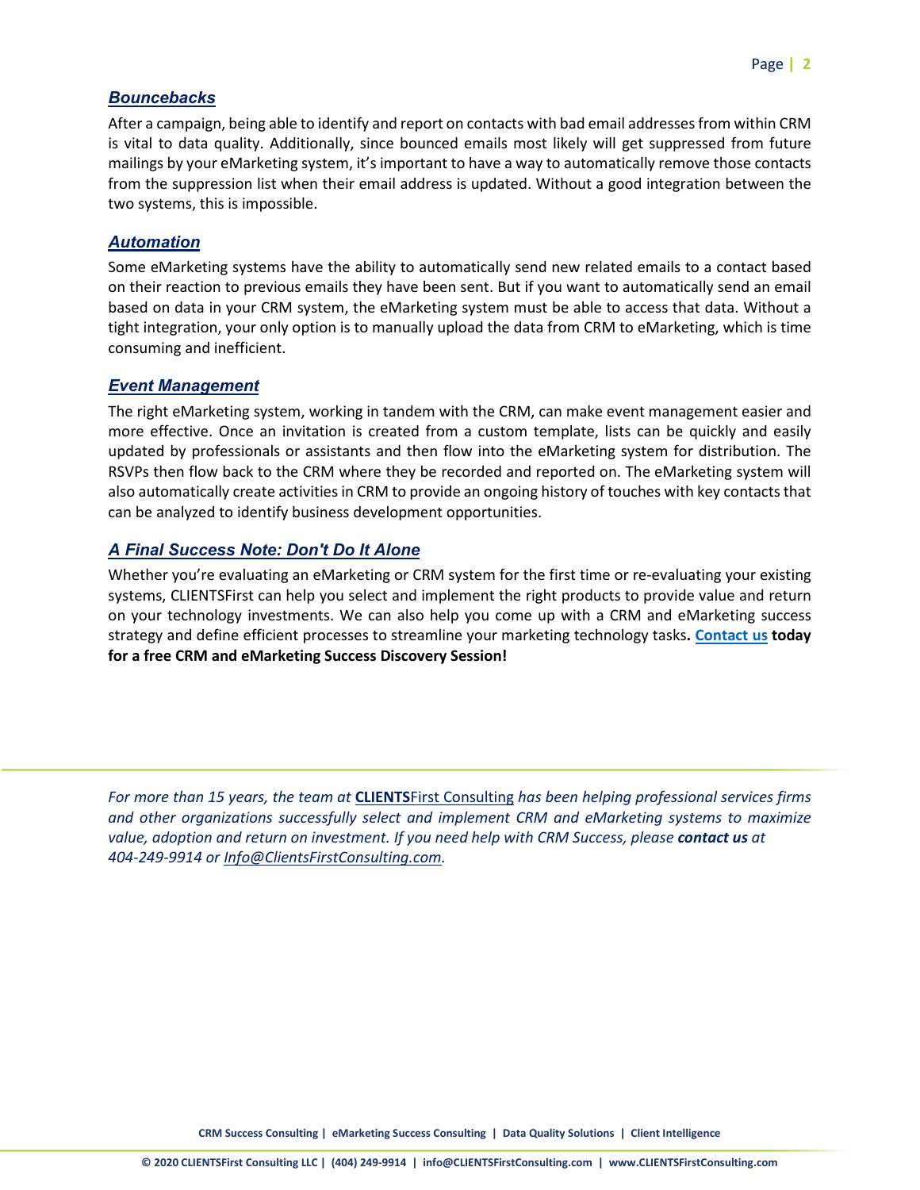## ***Bouncebacks***

After a campaign, being able to identify and report on contacts with bad email addresses from within CRM is vital to data quality. Additionally, since bounced emails most likely will get suppressed from future mailings by your eMarketing system, it's important to have a way to automatically remove those contacts from the suppression list when their email address is updated. Without a good integration between the two systems, this is impossible.

## ***Automation***

Some eMarketing systems have the ability to automatically send new related emails to a contact based on their reaction to previous emails they have been sent. But if you want to automatically send an email based on data in your CRM system, the eMarketing system must be able to access that data. Without a tight integration, your only option is to manually upload the data from CRM to eMarketing, which is time consuming and inefficient.

## ***Event Management***

The right eMarketing system, working in tandem with the CRM, can make event management easier and more effective. Once an invitation is created from a custom template, lists can be quickly and easily updated by professionals or assistants and then flow into the eMarketing system for distribution. The RSVPs then flow back to the CRM where they be recorded and reported on. The eMarketing system will also automatically create activities in CRM to provide an ongoing history of touches with key contacts that can be analyzed to identify business development opportunities.

## ***A Final Success Note: Don't Do It Alone***

Whether you're evaluating an eMarketing or CRM system for the first time or re-evaluating your existing systems, CLIENTSFirst can help you select and implement the right products to provide value and return on your technology investments. We can also help you come up with a CRM and eMarketing success strategy and define efficient processes to streamline your marketing technology tasks**. Contact us today for a free CRM and eMarketing Success Discovery Session!**

---

*For more than 15 years, the team at* **CLIENTS**First Consulting *has been helping professional services firms and other organizations successfully select and implement CRM and eMarketing systems to maximize value, adoption and return on investment. If you need help with CRM Success, please* ***contact us*** *at 404-249-9914 or Info@ClientsFirstConsulting.com.*

**CRM Success Consulting | eMarketing Success Consulting | Data Quality Solutions | Client Intelligence**

**© 2020 CLIENTSFirst Consulting LLC | (404) 249-9914 | info@CLIENTSFirstConsulting.com | www.CLIENTSFirstConsulting.com**